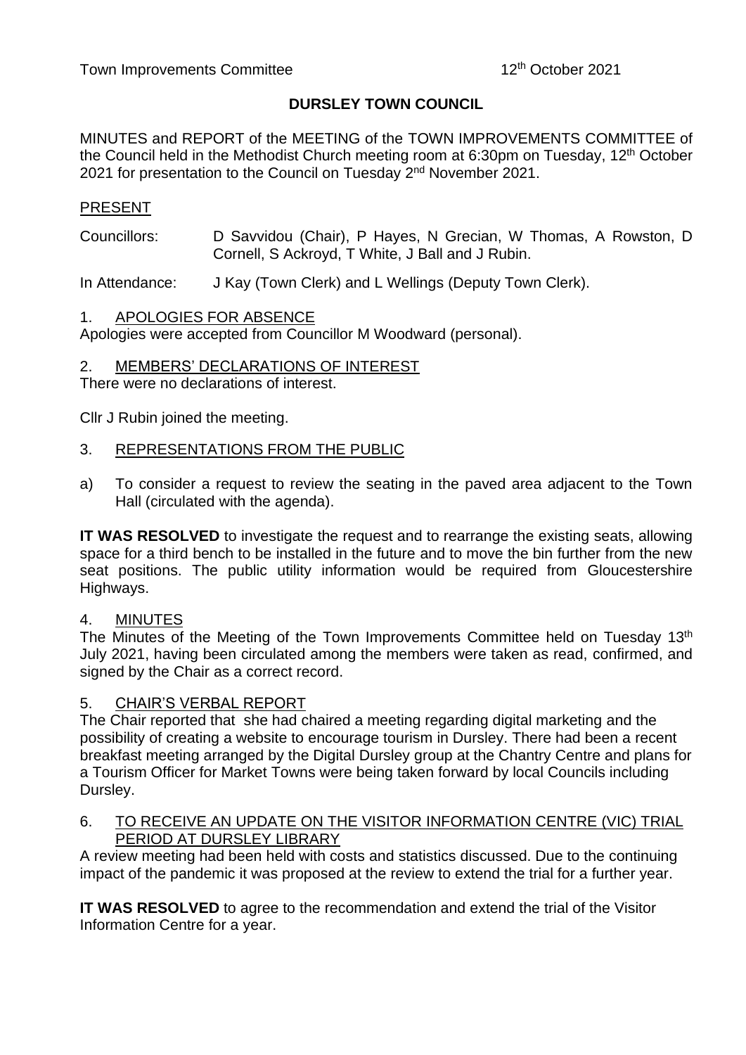Town Improvements Committee 12th October 2021

# DURSLEY TOWN COUNCIL

MINUTES and REPORT of the MEETING of the TOWN IMPROVEMENTS COMMITTEE of the Council held in the Methodist Church meeting room at 6:30pm on Tuesday, 12th October 2021 for presentation to the Council on Tuesday 2nd November 2021.

## PRESENT

Councillors: D Savvidou (Chair), P Hayes, N Grecian, W Thomas, A Rowston, D Cornell, S Ackroyd, T White, J Ball and J Rubin.

In Attendance: J Kay (Town Clerk) and L Wellings (Deputy Town Clerk).

## 1. APOLOGIES FOR ABSENCE

Apologies were accepted from Councillor M Woodward (personal).

## 2. MEMBERS' DECLARATIONS OF INTEREST

There were no declarations of interest.

Cllr J Rubin joined the meeting.

## 3. REPRESENTATIONS FROM THE PUBLIC

a) To consider a request to review the seating in the paved area adjacent to the Town Hall (circulated with the agenda).

**IT WAS RESOLVED** to investigate the request and to rearrange the existing seats, allowing space for a third bench to be installed in the future and to move the bin further from the new seat positions. The public utility information would be required from Gloucestershire Highways.

## 4. MINUTES

The Minutes of the Meeting of the Town Improvements Committee held on Tuesday 13th July 2021, having been circulated among the members were taken as read, confirmed, and signed by the Chair as a correct record.

## 5. CHAIR'S VERBAL REPORT

The Chair reported that she had chaired a meeting regarding digital marketing and the possibility of creating a website to encourage tourism in Dursley. There had been a recent breakfast meeting arranged by the Digital Dursley group at the Chantry Centre and plans for a Tourism Officer for Market Towns were being taken forward by local Councils including Dursley.

## 6. TO RECEIVE AN UPDATE ON THE VISITOR INFORMATION CENTRE (VIC) TRIAL PERIOD AT DURSLEY LIBRARY

A review meeting had been held with costs and statistics discussed. Due to the continuing impact of the pandemic it was proposed at the review to extend the trial for a further year.

**IT WAS RESOLVED** to agree to the recommendation and extend the trial of the Visitor Information Centre for a year.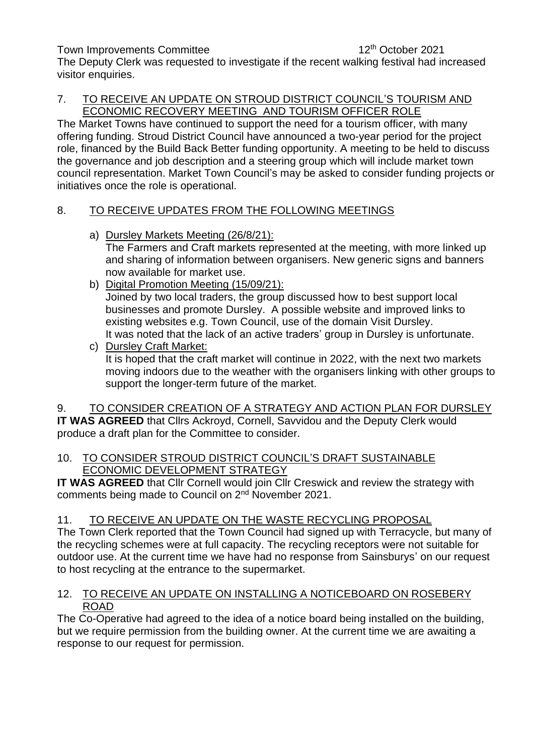The Deputy Clerk was requested to investigate if the recent walking festival had increased visitor enquiries.

7. TO RECEIVE AN UPDATE ON STROUD DISTRICT COUNCIL'S TOURISM AND ECONOMIC RECOVERY MEETING AND TOURISM OFFICER ROLE

The Market Towns have continued to support the need for a tourism officer, with many offering funding. Stroud District Council have announced a two-year period for the project role, financed by the Build Back Better funding opportunity. A meeting to be held to discuss the governance and job description and a steering group which will include market town council representation. Market Town Council's may be asked to consider funding projects or initiatives once the role is operational.

8. TO RECEIVE UPDATES FROM THE FOLLOWING MEETINGS

a) Dursley Markets Meeting (26/8/21):
The Farmers and Craft markets represented at the meeting, with more linked up and sharing of information between organisers. New generic signs and banners now available for market use.

b) Digital Promotion Meeting (15/09/21):
Joined by two local traders, the group discussed how to best support local businesses and promote Dursley. A possible website and improved links to existing websites e.g. Town Council, use of the domain Visit Dursley.
It was noted that the lack of an active traders' group in Dursley is unfortunate.

c) Dursley Craft Market:
It is hoped that the craft market will continue in 2022, with the next two markets moving indoors due to the weather with the organisers linking with other groups to support the longer-term future of the market.

9. TO CONSIDER CREATION OF A STRATEGY AND ACTION PLAN FOR DURSLEY

**IT WAS AGREED** that Cllrs Ackroyd, Cornell, Savvidou and the Deputy Clerk would produce a draft plan for the Committee to consider.

10. TO CONSIDER STROUD DISTRICT COUNCIL'S DRAFT SUSTAINABLE ECONOMIC DEVELOPMENT STRATEGY

**IT WAS AGREED** that Cllr Cornell would join Cllr Creswick and review the strategy with comments being made to Council on 2nd November 2021.

11. TO RECEIVE AN UPDATE ON THE WASTE RECYCLING PROPOSAL

The Town Clerk reported that the Town Council had signed up with Terracycle, but many of the recycling schemes were at full capacity. The recycling receptors were not suitable for outdoor use. At the current time we have had no response from Sainsburys' on our request to host recycling at the entrance to the supermarket.

12. TO RECEIVE AN UPDATE ON INSTALLING A NOTICEBOARD ON ROSEBERY ROAD

The Co-Operative had agreed to the idea of a notice board being installed on the building, but we require permission from the building owner. At the current time we are awaiting a response to our request for permission.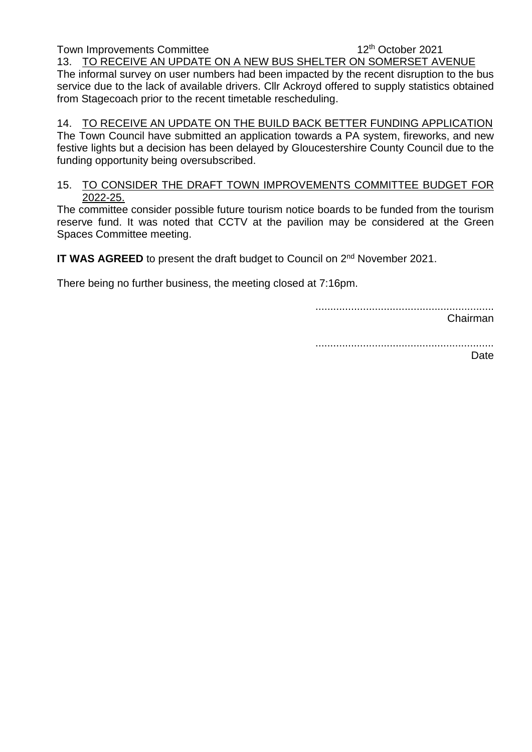13. <u>TO RECEIVE AN UPDATE ON A NEW BUS SHELTER ON SOMERSET AVENUE</u>

The informal survey on user numbers had been impacted by the recent disruption to the bus service due to the lack of available drivers. Cllr Ackroyd offered to supply statistics obtained from Stagecoach prior to the recent timetable rescheduling.

14. <u>TO RECEIVE AN UPDATE ON THE BUILD BACK BETTER FUNDING APPLICATION</u>

The Town Council have submitted an application towards a PA system, fireworks, and new festive lights but a decision has been delayed by Gloucestershire County Council due to the funding opportunity being oversubscribed.

15. <u>TO CONSIDER THE DRAFT TOWN IMPROVEMENTS COMMITTEE BUDGET FOR 2022-25.</u>

The committee consider possible future tourism notice boards to be funded from the tourism reserve fund. It was noted that CCTV at the pavilion may be considered at the Green Spaces Committee meeting.

**IT WAS AGREED** to present the draft budget to Council on 2nd November 2021.

There being no further business, the meeting closed at 7:16pm.

...........................................................
Chairman

...........................................................
Date